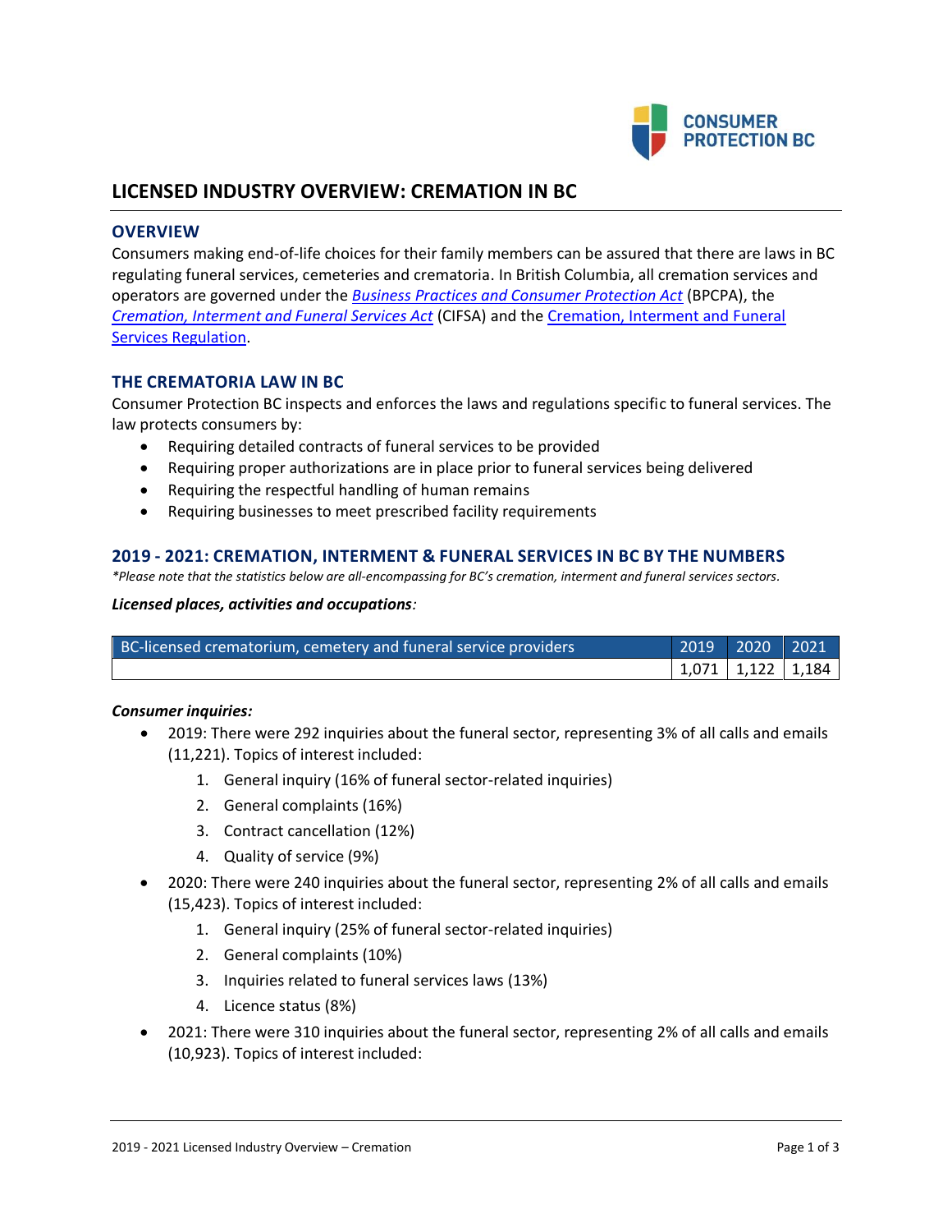# LICENSED INDUSTRY OVERVIEW: CREMATION IN BC

## OVERVIEW

Consumers making end-of-life choices for their family members can be assured that there are laws in BC regulating funeral services, cemeteries and crematoria. In British Columbia, all cremation services and operators are governed under the *Business Practices and Consumer Protection Act* (BPCPA), the *Cremation, Interment and Funeral Services Act* (CIFSA) and the Cremation, Interment and Funeral Services Regulation.

## THE CREMATORIA LAW IN BC

Consumer Protection BC inspects and enforces the laws and regulations specific to funeral services. The law protects consumers by:

- Requiring detailed contracts of funeral services to be provided
- Requiring proper authorizations are in place prior to funeral services being delivered
- Requiring the respectful handling of human remains
- Requiring businesses to meet prescribed facility requirements

## 2019 - 2021: CREMATION, INTERMENT & FUNERAL SERVICES IN BC BY THE NUMBERS

*\*Please note that the statistics below are all-encompassing for BC's cremation, interment and funeral services sectors.*

***Licensed places, activities and occupations:***

| BC-licensed crematorium, cemetery and funeral service providers | 2019 | 2020 | 2021 |
|---|---|---|---|
| | 1,071 | 1,122 | 1,184 |

***Consumer inquiries:***

- 2019: There were 292 inquiries about the funeral sector, representing 3% of all calls and emails (11,221). Topics of interest included:
    1. General inquiry (16% of funeral sector-related inquiries)
    2. General complaints (16%)
    3. Contract cancellation (12%)
    4. Quality of service (9%)
- 2020: There were 240 inquiries about the funeral sector, representing 2% of all calls and emails (15,423). Topics of interest included:
    1. General inquiry (25% of funeral sector-related inquiries)
    2. General complaints (10%)
    3. Inquiries related to funeral services laws (13%)
    4. Licence status (8%)
- 2021: There were 310 inquiries about the funeral sector, representing 2% of all calls and emails (10,923). Topics of interest included: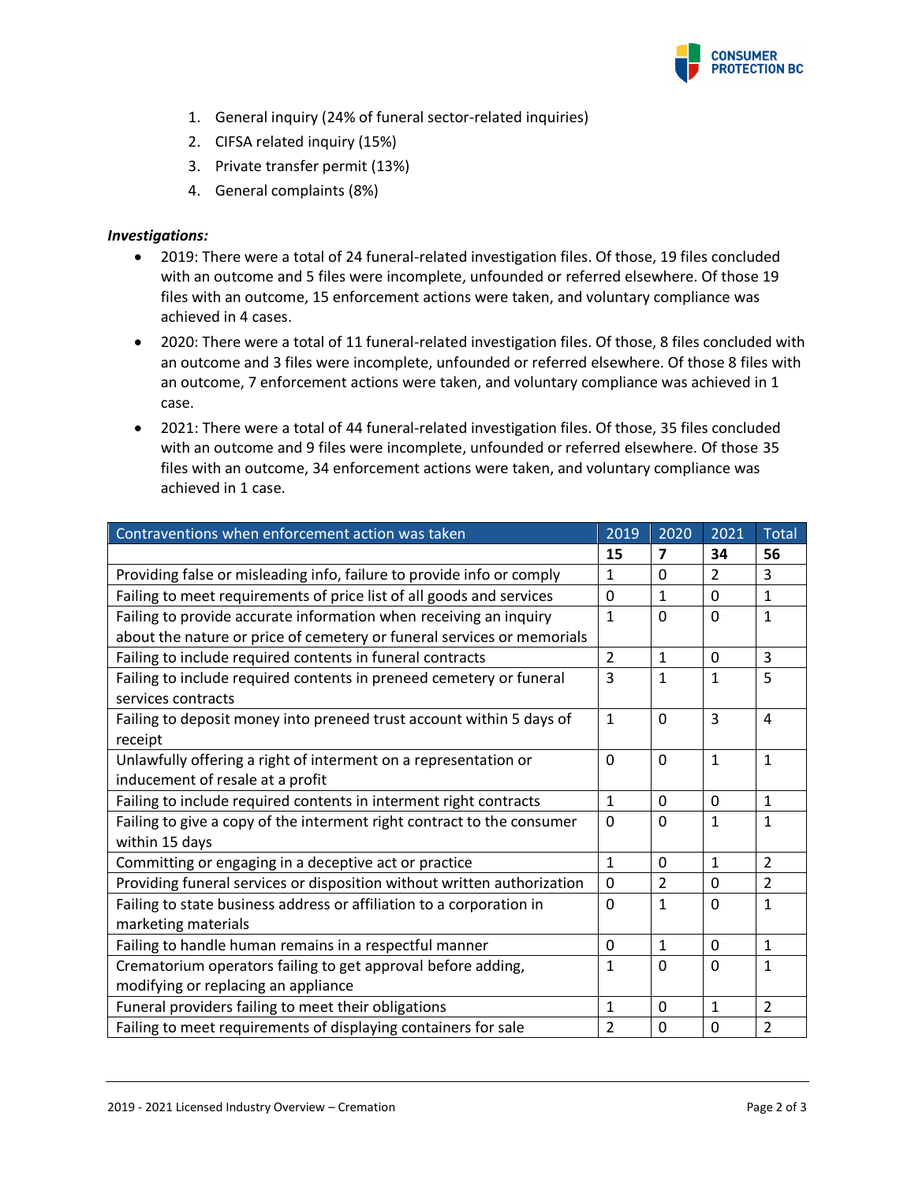1. General inquiry (24% of funeral sector-related inquiries)
2. CIFSA related inquiry (15%)
3. Private transfer permit (13%)
4. General complaints (8%)

***Investigations:***

- 2019: There were a total of 24 funeral-related investigation files. Of those, 19 files concluded with an outcome and 5 files were incomplete, unfounded or referred elsewhere. Of those 19 files with an outcome, 15 enforcement actions were taken, and voluntary compliance was achieved in 4 cases.
- 2020: There were a total of 11 funeral-related investigation files. Of those, 8 files concluded with an outcome and 3 files were incomplete, unfounded or referred elsewhere. Of those 8 files with an outcome, 7 enforcement actions were taken, and voluntary compliance was achieved in 1 case.
- 2021: There were a total of 44 funeral-related investigation files. Of those, 35 files concluded with an outcome and 9 files were incomplete, unfounded or referred elsewhere. Of those 35 files with an outcome, 34 enforcement actions were taken, and voluntary compliance was achieved in 1 case.

| Contraventions when enforcement action was taken | 2019 | 2020 | 2021 | Total |
|---|---|---|---|---|
| | **15** | **7** | **34** | **56** |
| Providing false or misleading info, failure to provide info or comply | 1 | 0 | 2 | 3 |
| Failing to meet requirements of price list of all goods and services | 0 | 1 | 0 | 1 |
| Failing to provide accurate information when receiving an inquiry about the nature or price of cemetery or funeral services or memorials | 1 | 0 | 0 | 1 |
| Failing to include required contents in funeral contracts | 2 | 1 | 0 | 3 |
| Failing to include required contents in preneed cemetery or funeral services contracts | 3 | 1 | 1 | 5 |
| Failing to deposit money into preneed trust account within 5 days of receipt | 1 | 0 | 3 | 4 |
| Unlawfully offering a right of interment on a representation or inducement of resale at a profit | 0 | 0 | 1 | 1 |
| Failing to include required contents in interment right contracts | 1 | 0 | 0 | 1 |
| Failing to give a copy of the interment right contract to the consumer within 15 days | 0 | 0 | 1 | 1 |
| Committing or engaging in a deceptive act or practice | 1 | 0 | 1 | 2 |
| Providing funeral services or disposition without written authorization | 0 | 2 | 0 | 2 |
| Failing to state business address or affiliation to a corporation in marketing materials | 0 | 1 | 0 | 1 |
| Failing to handle human remains in a respectful manner | 0 | 1 | 0 | 1 |
| Crematorium operators failing to get approval before adding, modifying or replacing an appliance | 1 | 0 | 0 | 1 |
| Funeral providers failing to meet their obligations | 1 | 0 | 1 | 2 |
| Failing to meet requirements of displaying containers for sale | 2 | 0 | 0 | 2 |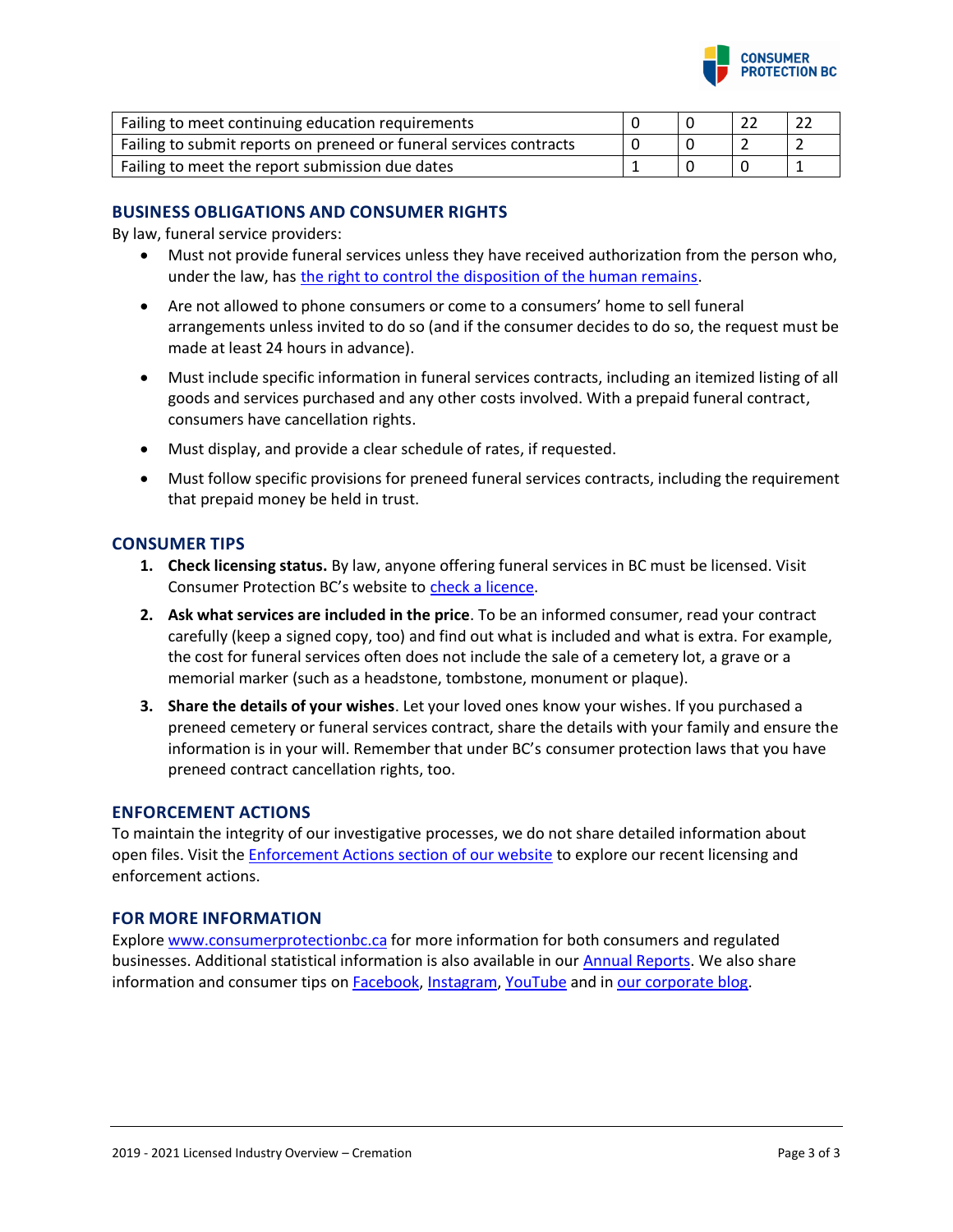| | | | | |
|---|---|---|---|---|
| Failing to meet continuing education requirements | 0 | 0 | 22 | 22 |
| Failing to submit reports on preneed or funeral services contracts | 0 | 0 | 2 | 2 |
| Failing to meet the report submission due dates | 1 | 0 | 0 | 1 |

## BUSINESS OBLIGATIONS AND CONSUMER RIGHTS

By law, funeral service providers:

- Must not provide funeral services unless they have received authorization from the person who, under the law, has the right to control the disposition of the human remains.
- Are not allowed to phone consumers or come to a consumers' home to sell funeral arrangements unless invited to do so (and if the consumer decides to do so, the request must be made at least 24 hours in advance).
- Must include specific information in funeral services contracts, including an itemized listing of all goods and services purchased and any other costs involved. With a prepaid funeral contract, consumers have cancellation rights.
- Must display, and provide a clear schedule of rates, if requested.
- Must follow specific provisions for preneed funeral services contracts, including the requirement that prepaid money be held in trust.

## CONSUMER TIPS

1. **Check licensing status.** By law, anyone offering funeral services in BC must be licensed. Visit Consumer Protection BC's website to check a licence.
2. **Ask what services are included in the price**. To be an informed consumer, read your contract carefully (keep a signed copy, too) and find out what is included and what is extra. For example, the cost for funeral services often does not include the sale of a cemetery lot, a grave or a memorial marker (such as a headstone, tombstone, monument or plaque).
3. **Share the details of your wishes**. Let your loved ones know your wishes. If you purchased a preneed cemetery or funeral services contract, share the details with your family and ensure the information is in your will. Remember that under BC's consumer protection laws that you have preneed contract cancellation rights, too.

## ENFORCEMENT ACTIONS

To maintain the integrity of our investigative processes, we do not share detailed information about open files. Visit the Enforcement Actions section of our website to explore our recent licensing and enforcement actions.

## FOR MORE INFORMATION

Explore www.consumerprotectionbc.ca for more information for both consumers and regulated businesses. Additional statistical information is also available in our Annual Reports. We also share information and consumer tips on Facebook, Instagram, YouTube and in our corporate blog.